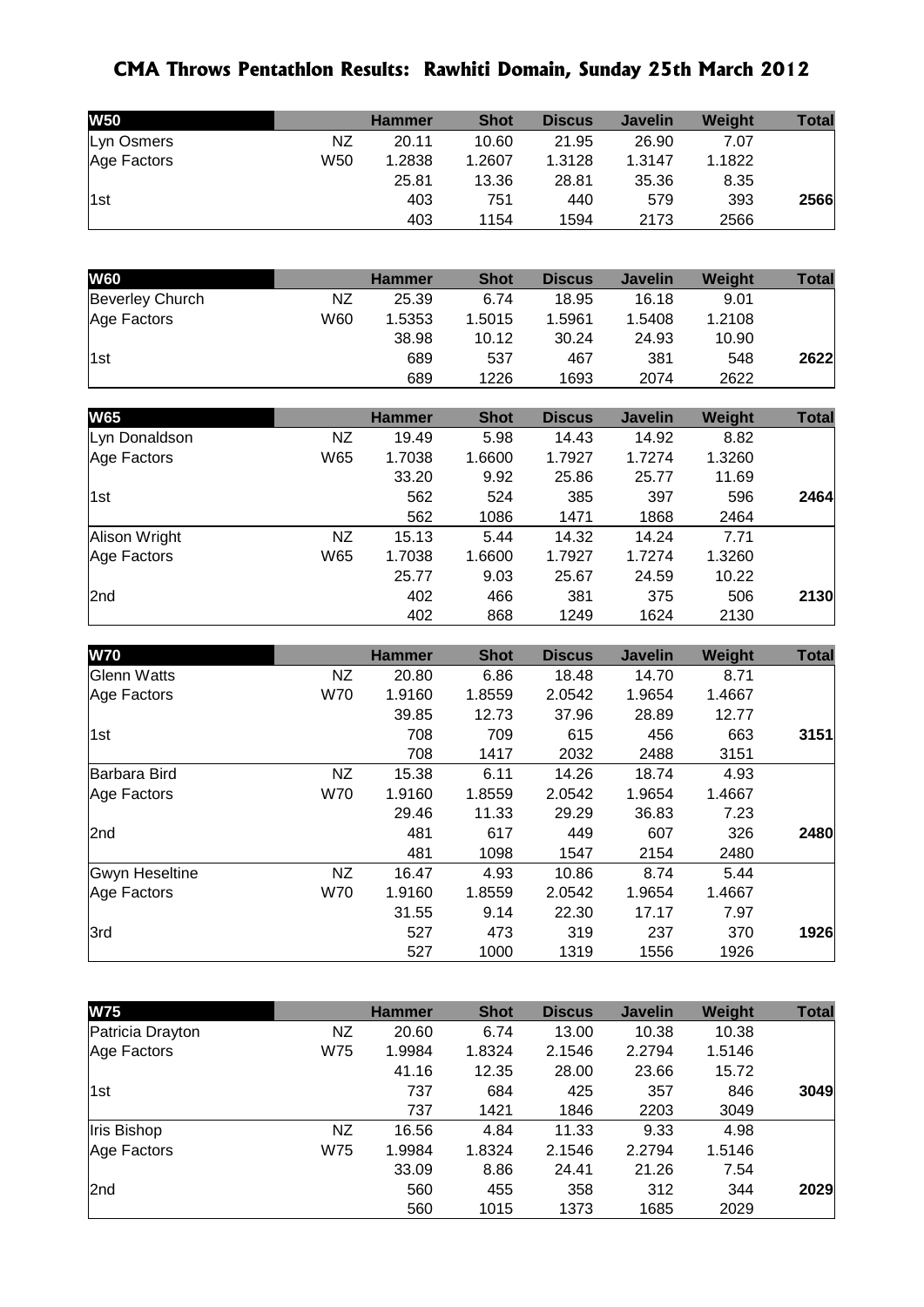# CMA Throws Pentathlon Results: Rawhiti Domain, Sunday 25th March 2012

| W50 | | Hammer | Shot | Discus | Javelin | Weight | Total |
|---|---|---|---|---|---|---|---|
| Lyn Osmers | NZ | 20.11 | 10.60 | 21.95 | 26.90 | 7.07 | |
| Age Factors | W50 | 1.2838 | 1.2607 | 1.3128 | 1.3147 | 1.1822 | |
| | | 25.81 | 13.36 | 28.81 | 35.36 | 8.35 | |
| 1st | | 403 | 751 | 440 | 579 | 393 | **2566** |
| | | 403 | 1154 | 1594 | 2173 | 2566 | |

| W60 | | Hammer | Shot | Discus | Javelin | Weight | Total |
|---|---|---|---|---|---|---|---|
| Beverley Church | NZ | 25.39 | 6.74 | 18.95 | 16.18 | 9.01 | |
| Age Factors | W60 | 1.5353 | 1.5015 | 1.5961 | 1.5408 | 1.2108 | |
| | | 38.98 | 10.12 | 30.24 | 24.93 | 10.90 | |
| 1st | | 689 | 537 | 467 | 381 | 548 | **2622** |
| | | 689 | 1226 | 1693 | 2074 | 2622 | |

| W65 | | Hammer | Shot | Discus | Javelin | Weight | Total |
|---|---|---|---|---|---|---|---|
| Lyn Donaldson | NZ | 19.49 | 5.98 | 14.43 | 14.92 | 8.82 | |
| Age Factors | W65 | 1.7038 | 1.6600 | 1.7927 | 1.7274 | 1.3260 | |
| | | 33.20 | 9.92 | 25.86 | 25.77 | 11.69 | |
| 1st | | 562 | 524 | 385 | 397 | 596 | **2464** |
| | | 562 | 1086 | 1471 | 1868 | 2464 | |
| Alison Wright | NZ | 15.13 | 5.44 | 14.32 | 14.24 | 7.71 | |
| Age Factors | W65 | 1.7038 | 1.6600 | 1.7927 | 1.7274 | 1.3260 | |
| | | 25.77 | 9.03 | 25.67 | 24.59 | 10.22 | |
| 2nd | | 402 | 466 | 381 | 375 | 506 | **2130** |
| | | 402 | 868 | 1249 | 1624 | 2130 | |

| W70 | | Hammer | Shot | Discus | Javelin | Weight | Total |
|---|---|---|---|---|---|---|---|
| Glenn Watts | NZ | 20.80 | 6.86 | 18.48 | 14.70 | 8.71 | |
| Age Factors | W70 | 1.9160 | 1.8559 | 2.0542 | 1.9654 | 1.4667 | |
| | | 39.85 | 12.73 | 37.96 | 28.89 | 12.77 | |
| 1st | | 708 | 709 | 615 | 456 | 663 | **3151** |
| | | 708 | 1417 | 2032 | 2488 | 3151 | |
| Barbara Bird | NZ | 15.38 | 6.11 | 14.26 | 18.74 | 4.93 | |
| Age Factors | W70 | 1.9160 | 1.8559 | 2.0542 | 1.9654 | 1.4667 | |
| | | 29.46 | 11.33 | 29.29 | 36.83 | 7.23 | |
| 2nd | | 481 | 617 | 449 | 607 | 326 | **2480** |
| | | 481 | 1098 | 1547 | 2154 | 2480 | |
| Gwyn Heseltine | NZ | 16.47 | 4.93 | 10.86 | 8.74 | 5.44 | |
| Age Factors | W70 | 1.9160 | 1.8559 | 2.0542 | 1.9654 | 1.4667 | |
| | | 31.55 | 9.14 | 22.30 | 17.17 | 7.97 | |
| 3rd | | 527 | 473 | 319 | 237 | 370 | **1926** |
| | | 527 | 1000 | 1319 | 1556 | 1926 | |

| W75 | | Hammer | Shot | Discus | Javelin | Weight | Total |
|---|---|---|---|---|---|---|---|
| Patricia Drayton | NZ | 20.60 | 6.74 | 13.00 | 10.38 | 10.38 | |
| Age Factors | W75 | 1.9984 | 1.8324 | 2.1546 | 2.2794 | 1.5146 | |
| | | 41.16 | 12.35 | 28.00 | 23.66 | 15.72 | |
| 1st | | 737 | 684 | 425 | 357 | 846 | **3049** |
| | | 737 | 1421 | 1846 | 2203 | 3049 | |
| Iris Bishop | NZ | 16.56 | 4.84 | 11.33 | 9.33 | 4.98 | |
| Age Factors | W75 | 1.9984 | 1.8324 | 2.1546 | 2.2794 | 1.5146 | |
| | | 33.09 | 8.86 | 24.41 | 21.26 | 7.54 | |
| 2nd | | 560 | 455 | 358 | 312 | 344 | **2029** |
| | | 560 | 1015 | 1373 | 1685 | 2029 | |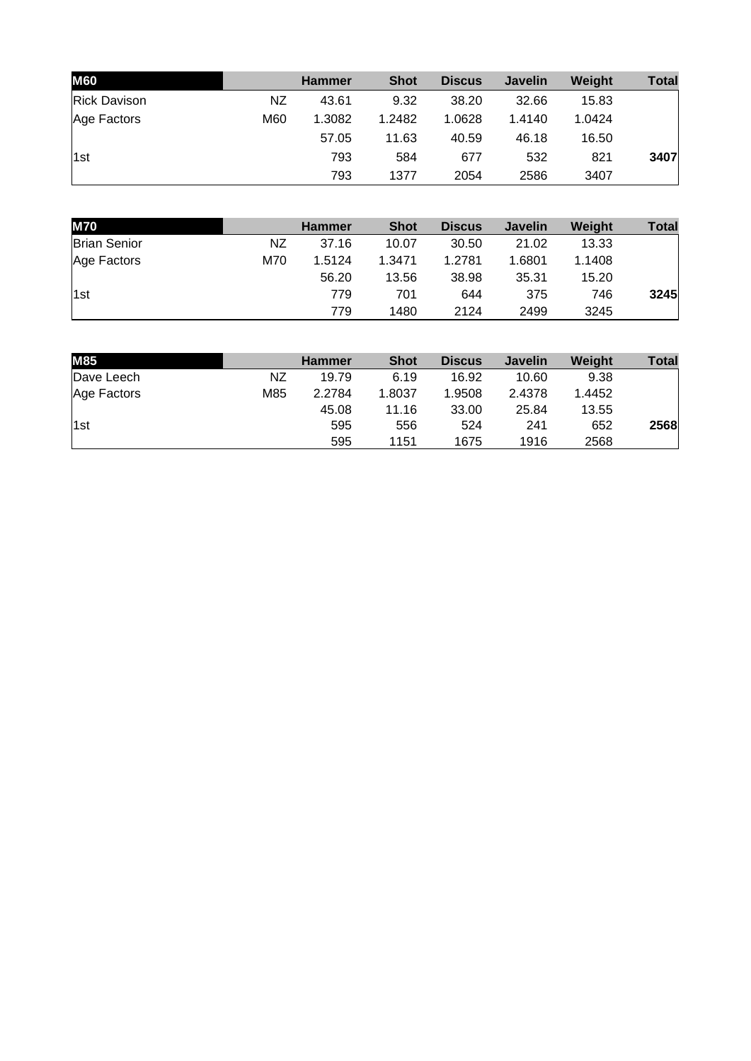| M60 | | Hammer | Shot | Discus | Javelin | Weight | Total |
|---|---|---|---|---|---|---|---|
| Rick Davison | NZ | 43.61 | 9.32 | 38.20 | 32.66 | 15.83 | |
| Age Factors | M60 | 1.3082 | 1.2482 | 1.0628 | 1.4140 | 1.0424 | |
| | | 57.05 | 11.63 | 40.59 | 46.18 | 16.50 | |
| 1st | | 793 | 584 | 677 | 532 | 821 | **3407** |
| | | 793 | 1377 | 2054 | 2586 | 3407 | |

| M70 | | Hammer | Shot | Discus | Javelin | Weight | Total |
|---|---|---|---|---|---|---|---|
| Brian Senior | NZ | 37.16 | 10.07 | 30.50 | 21.02 | 13.33 | |
| Age Factors | M70 | 1.5124 | 1.3471 | 1.2781 | 1.6801 | 1.1408 | |
| | | 56.20 | 13.56 | 38.98 | 35.31 | 15.20 | |
| 1st | | 779 | 701 | 644 | 375 | 746 | **3245** |
| | | 779 | 1480 | 2124 | 2499 | 3245 | |

| M85 | | Hammer | Shot | Discus | Javelin | Weight | Total |
|---|---|---|---|---|---|---|---|
| Dave Leech | NZ | 19.79 | 6.19 | 16.92 | 10.60 | 9.38 | |
| Age Factors | M85 | 2.2784 | 1.8037 | 1.9508 | 2.4378 | 1.4452 | |
| | | 45.08 | 11.16 | 33.00 | 25.84 | 13.55 | |
| 1st | | 595 | 556 | 524 | 241 | 652 | **2568** |
| | | 595 | 1151 | 1675 | 1916 | 2568 | |